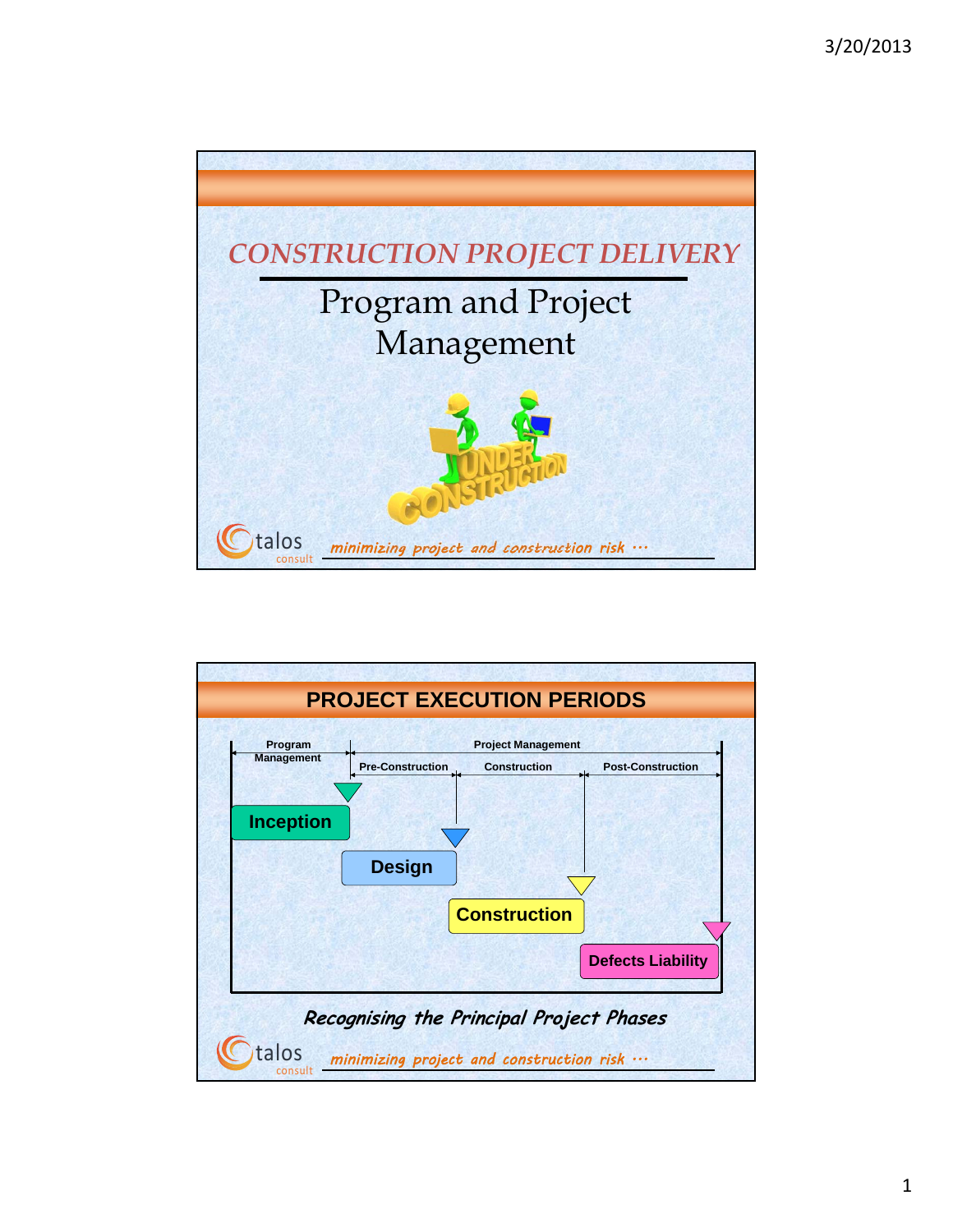# CONSTRUCTION PROJECT DELIVERY

## Program and Project Management

talos consult — *minimizing project and construction risk …*

---

## PROJECT EXECUTION PERIODS

Program Management | Project Management

Pre-Construction | Construction | Post-Construction

- Inception
- Design
- Construction
- Defects Liability

***Recognising the Principal Project Phases***

talos consult — *minimizing project and construction risk …*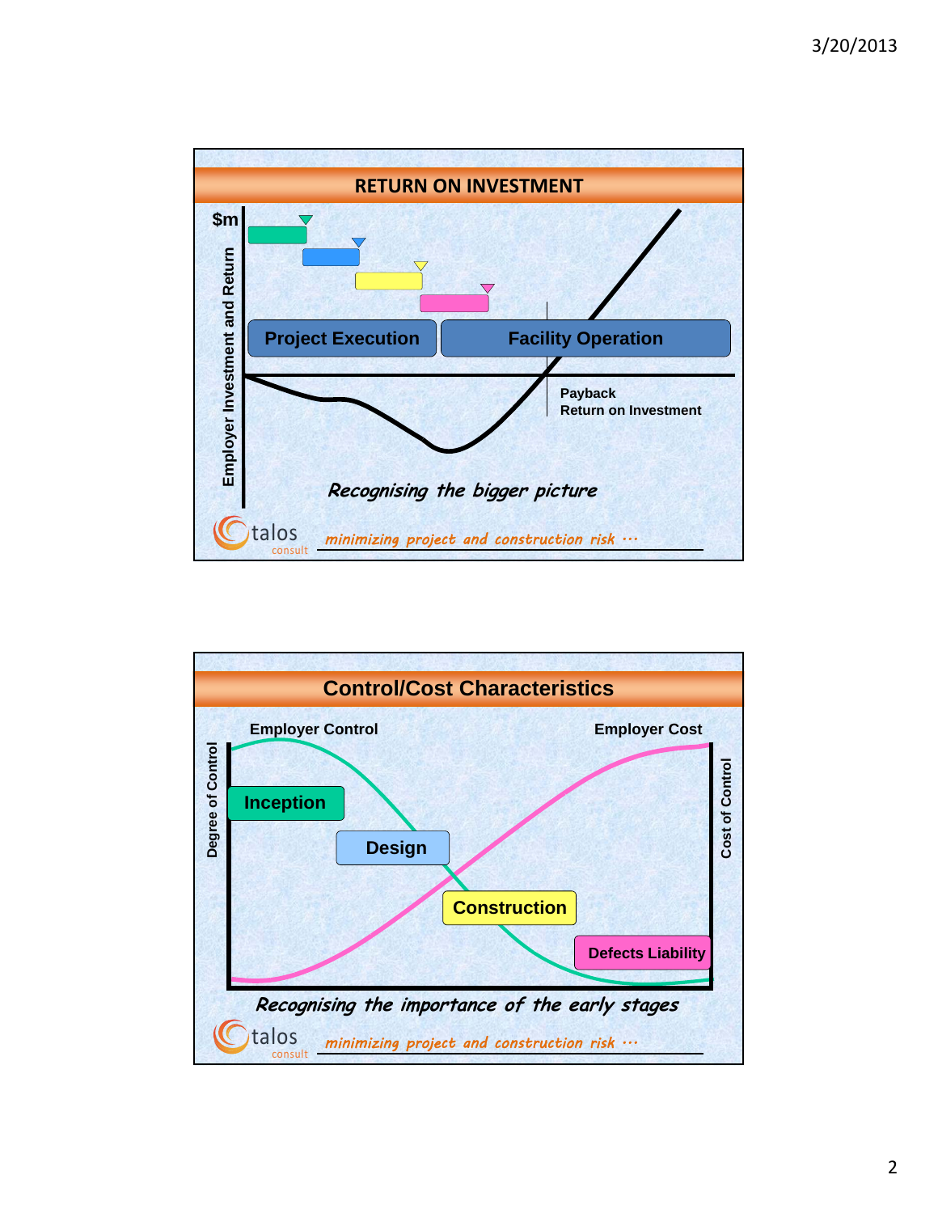## RETURN ON INVESTMENT

$m

Employer Investment and Return

Project Execution

Facility Operation

Payback
Return on Investment

*Recognising the bigger picture*

talos consult *minimizing project and construction risk …*

## Control/Cost Characteristics

Employer Control

Employer Cost

Degree of Control

Cost of Control

Inception

Design

Construction

Defects Liability

*Recognising the importance of the early stages*

talos consult *minimizing project and construction risk …*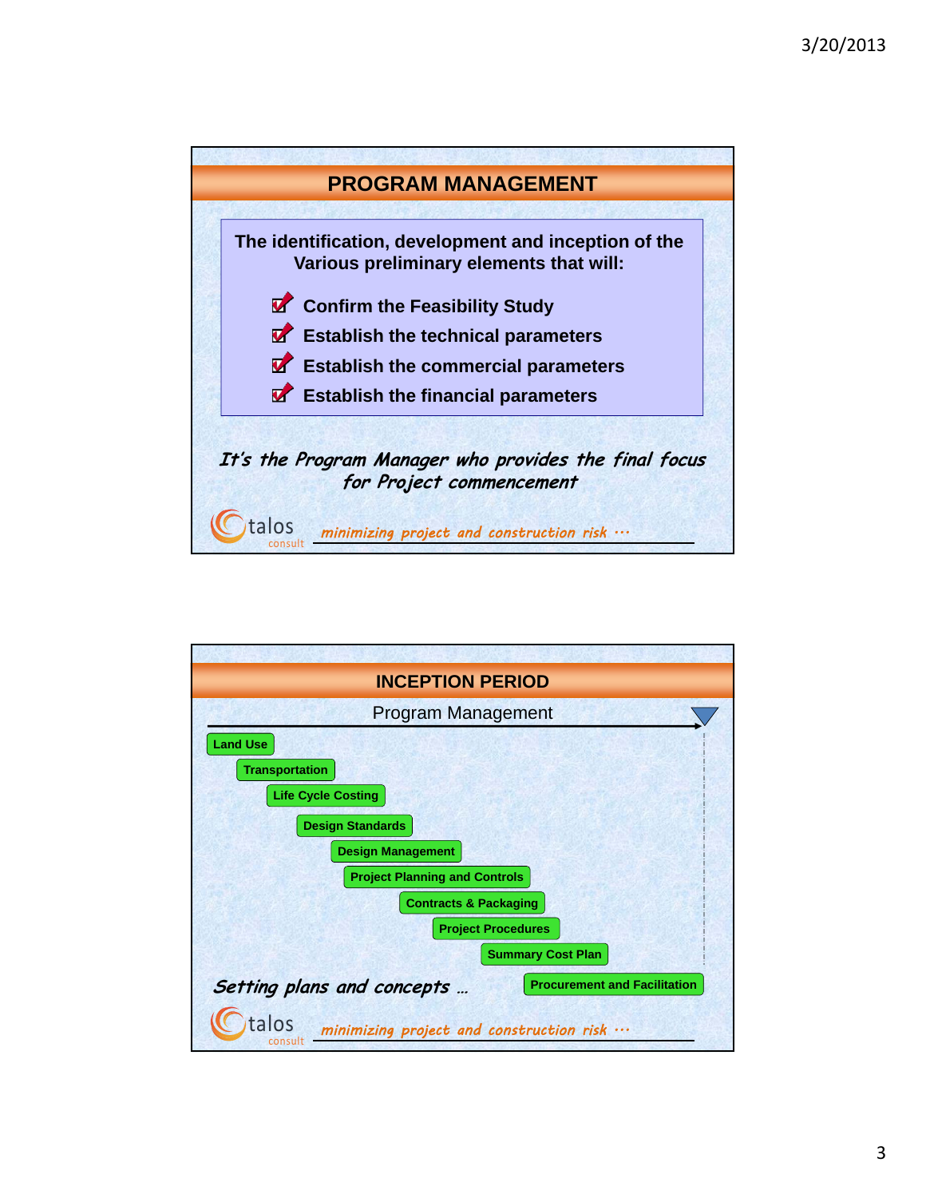## PROGRAM MANAGEMENT

The identification, development and inception of the Various preliminary elements that will:

- Confirm the Feasibility Study
- Establish the technical parameters
- Establish the commercial parameters
- Establish the financial parameters

*It's the Program Manager who provides the final focus for Project commencement*

talos consult *minimizing project and construction risk …*

## INCEPTION PERIOD

Program Management

- Land Use
- Transportation
- Life Cycle Costing
- Design Standards
- Design Management
- Project Planning and Controls
- Contracts & Packaging
- Project Procedures
- Summary Cost Plan
- Procurement and Facilitation

*Setting plans and concepts …*

talos consult *minimizing project and construction risk …*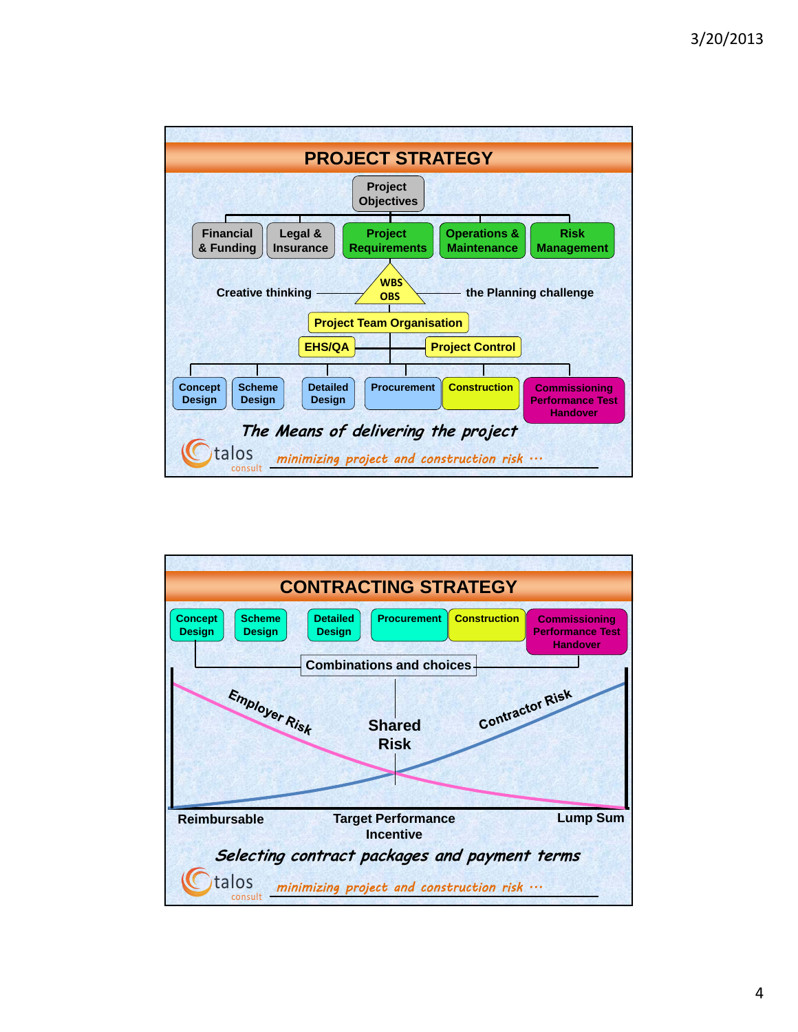## PROJECT STRATEGY

Project Objectives

Financial & Funding | Legal & Insurance | Project Requirements | Operations & Maintenance | Risk Management

Creative thinking — WBS OBS — the Planning challenge

Project Team Organisation

EHS/QA | Project Control

Concept Design | Scheme Design | Detailed Design | Procurement | Construction | Commissioning Performance Test Handover

*The Means of delivering the project*

talos consult *minimizing project and construction risk …*

## CONTRACTING STRATEGY

Concept Design | Scheme Design | Detailed Design | Procurement | Construction | Commissioning Performance Test Handover

Combinations and choices

Employer Risk — Shared Risk — Contractor Risk

Reimbursable — Target Performance Incentive — Lump Sum

*Selecting contract packages and payment terms*

talos consult *minimizing project and construction risk …*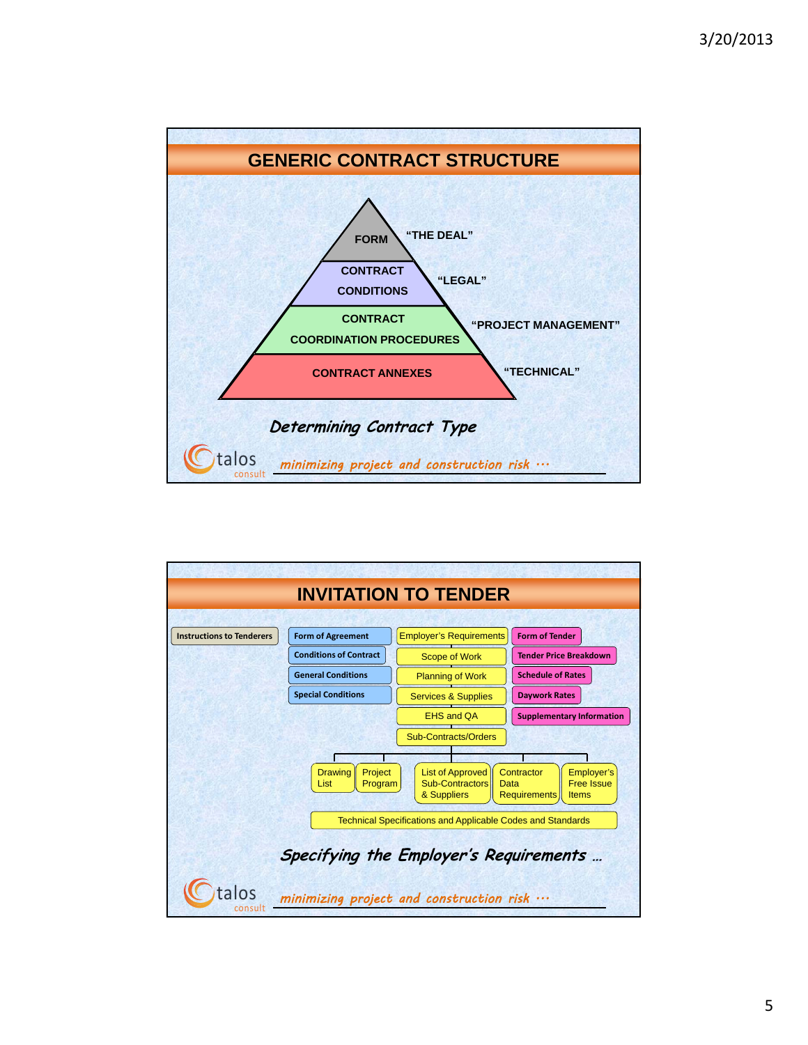## GENERIC CONTRACT STRUCTURE

- FORM — "THE DEAL"
- CONTRACT CONDITIONS — "LEGAL"
- CONTRACT COORDINATION PROCEDURES — "PROJECT MANAGEMENT"
- CONTRACT ANNEXES — "TECHNICAL"

*Determining Contract Type*

talos consult *minimizing project and construction risk …*

## INVITATION TO TENDER

- Instructions to Tenderers
- Form of Agreement
  - Conditions of Contract
  - General Conditions
  - Special Conditions
- Employer's Requirements
  - Scope of Work
  - Planning of Work
  - Services & Supplies
  - EHS and QA
  - Sub-Contracts/Orders
    - Drawing List
    - Project Program
    - List of Approved Sub-Contractors & Suppliers
    - Contractor Data Requirements
    - Employer's Free Issue Items
  - Technical Specifications and Applicable Codes and Standards
- Form of Tender
  - Tender Price Breakdown
  - Schedule of Rates
  - Daywork Rates
  - Supplementary Information

*Specifying the Employer's Requirements …*

talos consult *minimizing project and construction risk …*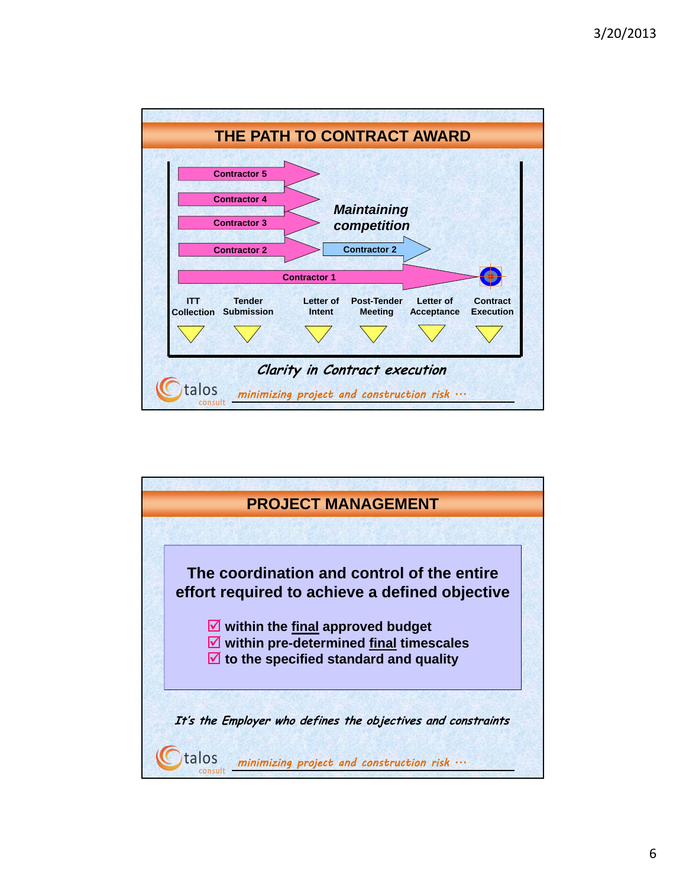## THE PATH TO CONTRACT AWARD

Contractor 5

Contractor 4

Contractor 3

Contractor 2

Contractor 1

*Maintaining competition*

Contractor 2

ITT Collection | Tender Submission | Letter of Intent | Post-Tender Meeting | Letter of Acceptance | Contract Execution

*Clarity in Contract execution*

talos consult *minimizing project and construction risk …*

## PROJECT MANAGEMENT

**The coordination and control of the entire effort required to achieve a defined objective**

- ☑ **within the final approved budget**
- ☑ **within pre-determined final timescales**
- ☑ **to the specified standard and quality**

*It's the Employer who defines the objectives and constraints*

talos consult *minimizing project and construction risk …*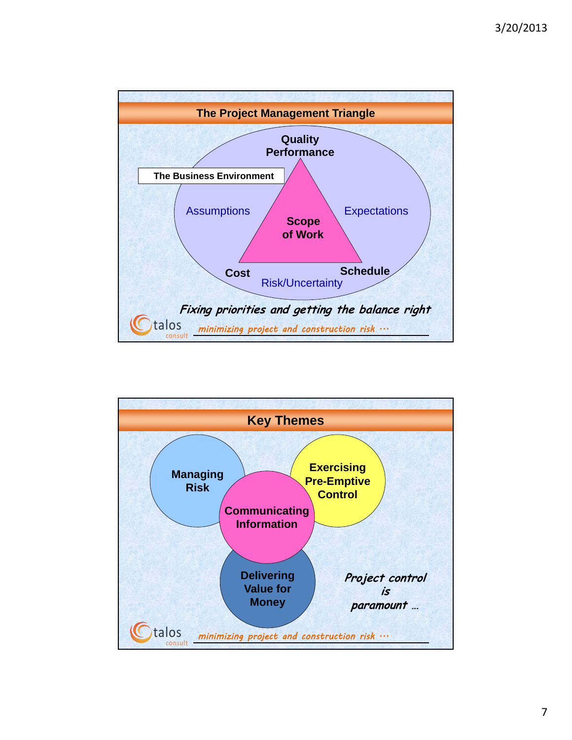## The Project Management Triangle

Quality Performance

The Business Environment

Assumptions

Scope of Work

Expectations

Cost

Schedule

Risk/Uncertainty

*Fixing priorities and getting the balance right*

talos consult *minimizing project and construction risk …*

## Key Themes

Managing Risk

Exercising Pre-Emptive Control

Communicating Information

Delivering Value for Money

*Project control is paramount …*

talos consult *minimizing project and construction risk …*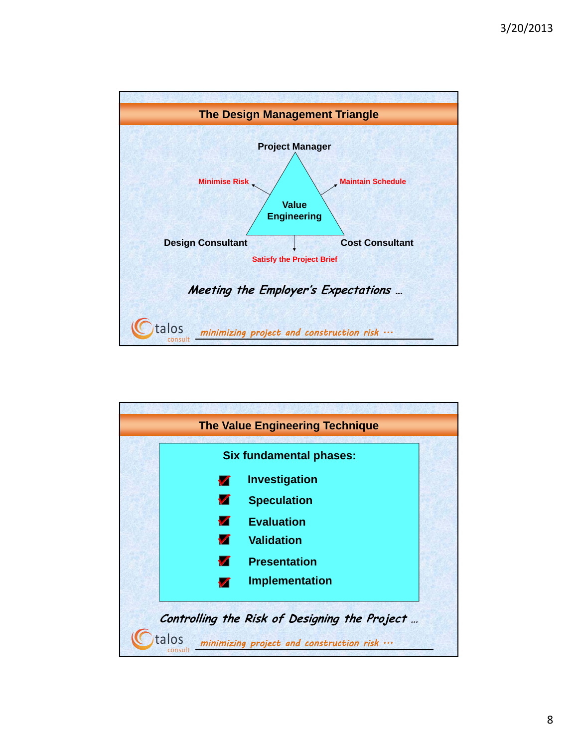## The Design Management Triangle

Project Manager

Minimise Risk

Maintain Schedule

Value Engineering

Design Consultant

Cost Consultant

Satisfy the Project Brief

*Meeting the Employer's Expectations …*

talos consult *minimizing project and construction risk …*

## The Value Engineering Technique

**Six fundamental phases:**

- Investigation
- Speculation
- Evaluation
- Validation
- Presentation
- Implementation

*Controlling the Risk of Designing the Project …*

talos consult *minimizing project and construction risk …*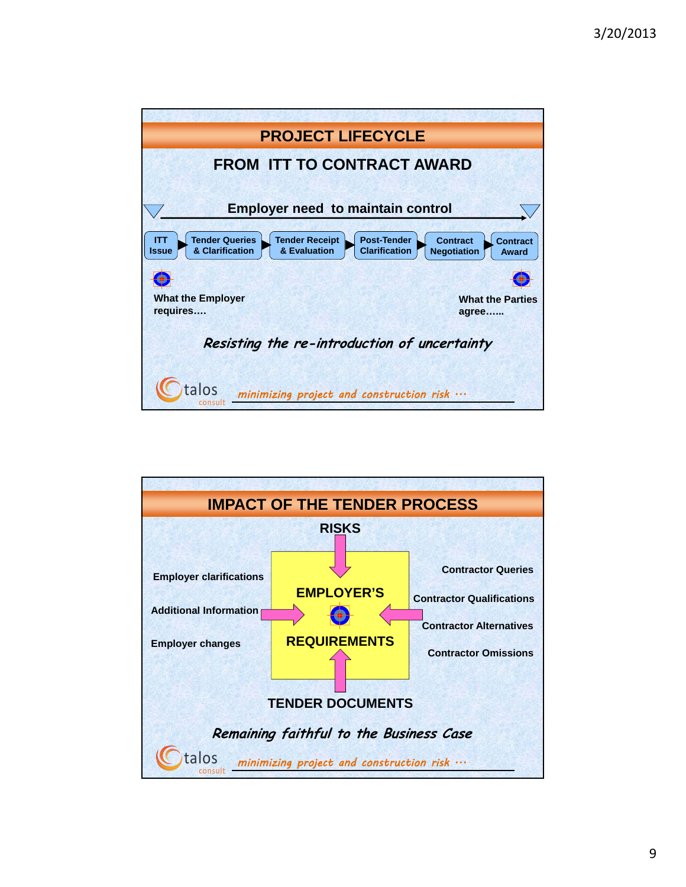## PROJECT LIFECYCLE

### FROM ITT TO CONTRACT AWARD

**Employer need to maintain control**

ITT Issue → Tender Queries & Clarification → Tender Receipt & Evaluation → Post-Tender Clarification → Contract Negotiation → Contract Award

What the Employer requires….

What the Parties agree……

*Resisting the re-introduction of uncertainty*

talos consult *minimizing project and construction risk …*

## IMPACT OF THE TENDER PROCESS

**RISKS**

Employer clarifications

Additional Information

Employer changes

**EMPLOYER'S REQUIREMENTS**

Contractor Queries

Contractor Qualifications

Contractor Alternatives

Contractor Omissions

**TENDER DOCUMENTS**

*Remaining faithful to the Business Case*

talos consult *minimizing project and construction risk …*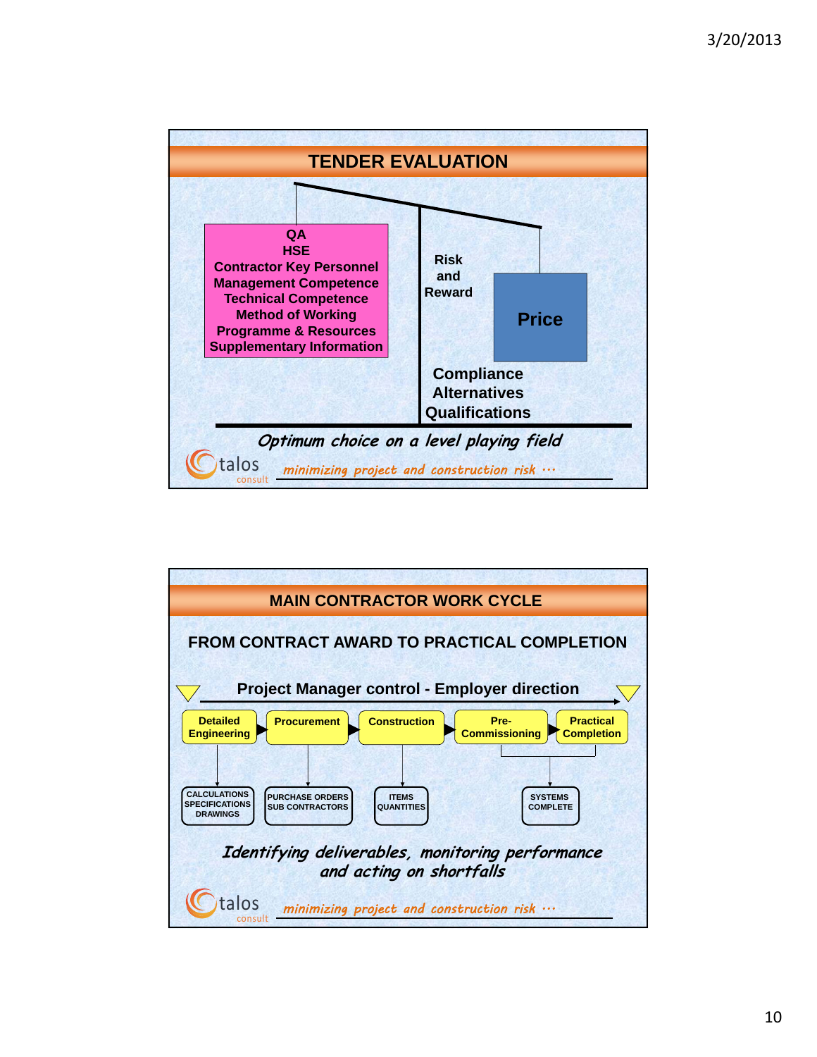## TENDER EVALUATION

- QA
- HSE
- Contractor Key Personnel
- Management Competence
- Technical Competence
- Method of Working
- Programme & Resources
- Supplementary Information

Risk and Reward

**Price**

Compliance
Alternatives
Qualifications

*Optimum choice on a level playing field*

talos consult — *minimizing project and construction risk …*

## MAIN CONTRACTOR WORK CYCLE

**FROM CONTRACT AWARD TO PRACTICAL COMPLETION**

**Project Manager control - Employer direction**

Detailed Engineering → Procurement → Construction → Pre-Commissioning → Practical Completion

- Detailed Engineering: CALCULATIONS, SPECIFICATIONS, DRAWINGS
- Procurement: PURCHASE ORDERS, SUB CONTRACTORS
- Construction: ITEMS, QUANTITIES
- Pre-Commissioning / Practical Completion: SYSTEMS COMPLETE

*Identifying deliverables, monitoring performance and acting on shortfalls*

talos consult — *minimizing project and construction risk …*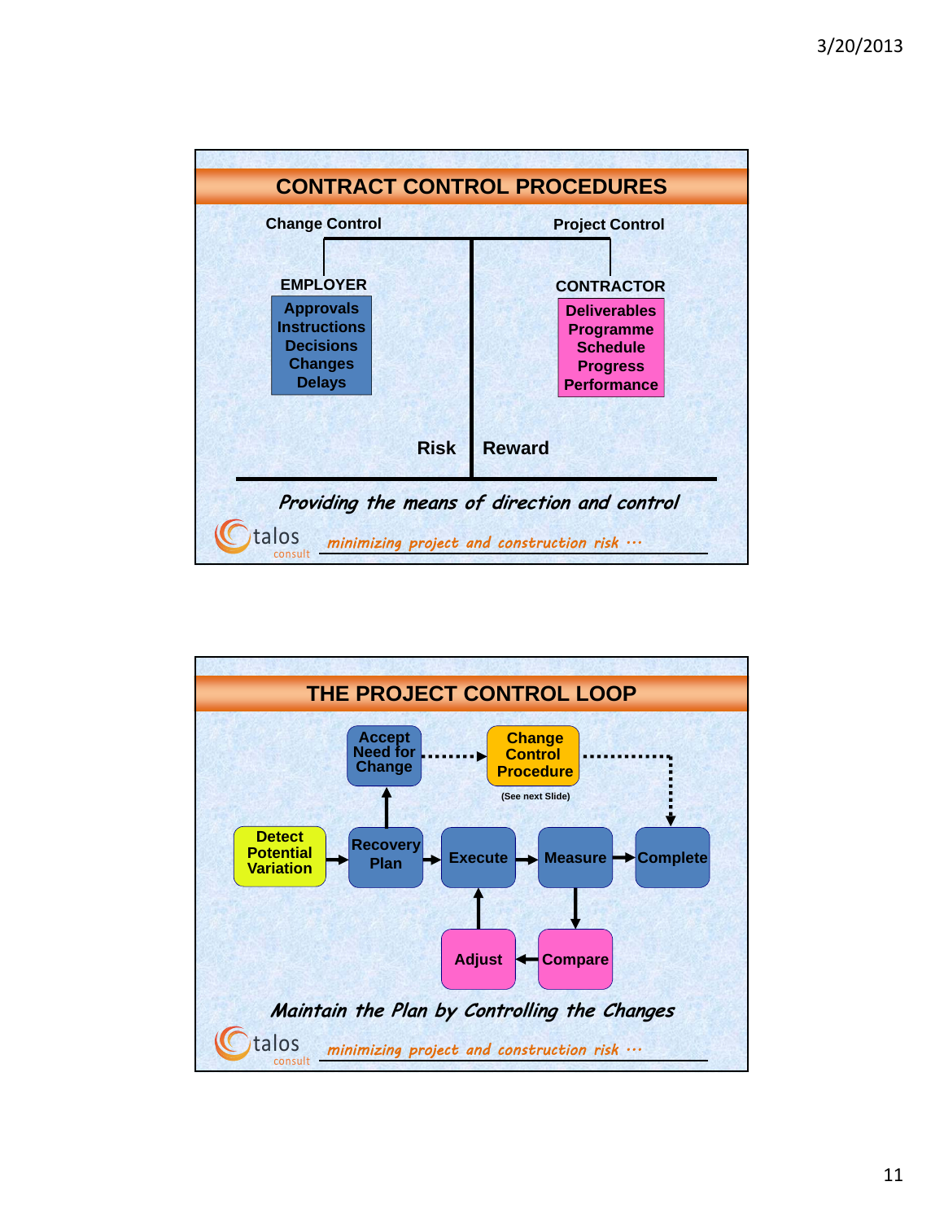## CONTRACT CONTROL PROCEDURES

**Change Control** — **EMPLOYER**

- Approvals
- Instructions
- Decisions
- Changes
- Delays

**Project Control** — **CONTRACTOR**

- Deliverables
- Programme
- Schedule
- Progress
- Performance

**Risk** | **Reward**

*Providing the means of direction and control*

talos consult — *minimizing project and construction risk …*

## THE PROJECT CONTROL LOOP

- Detect Potential Variation → Recovery Plan → Execute → Measure → Complete
- Recovery Plan → Accept Need for Change → Change Control Procedure (See next Slide) → Complete
- Measure → Compare → Adjust → Execute

*Maintain the Plan by Controlling the Changes*

talos consult — *minimizing project and construction risk …*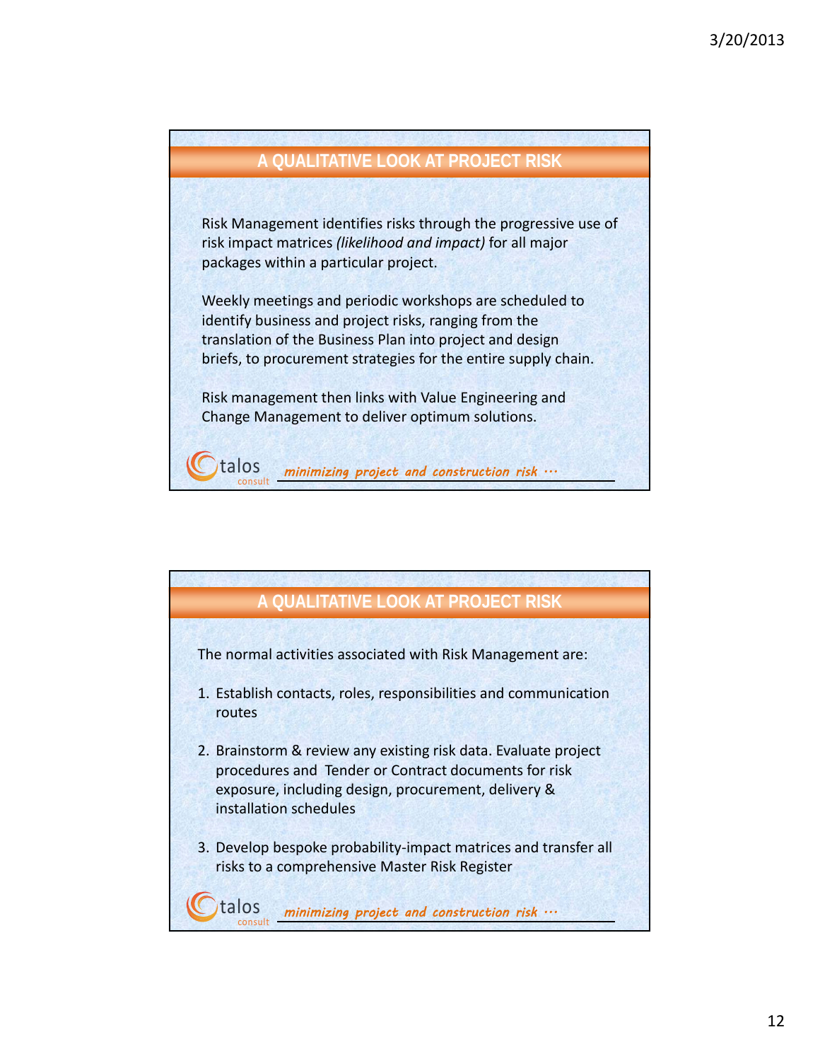## A QUALITATIVE LOOK AT PROJECT RISK

Risk Management identifies risks through the progressive use of risk impact matrices *(likelihood and impact)* for all major packages within a particular project.

Weekly meetings and periodic workshops are scheduled to identify business and project risks, ranging from the translation of the Business Plan into project and design briefs, to procurement strategies for the entire supply chain.

Risk management then links with Value Engineering and Change Management to deliver optimum solutions.

talos consult *minimizing project and construction risk …*

## A QUALITATIVE LOOK AT PROJECT RISK

The normal activities associated with Risk Management are:

1. Establish contacts, roles, responsibilities and communication routes
2. Brainstorm & review any existing risk data. Evaluate project procedures and Tender or Contract documents for risk exposure, including design, procurement, delivery & installation schedules
3. Develop bespoke probability-impact matrices and transfer all risks to a comprehensive Master Risk Register

talos consult *minimizing project and construction risk …*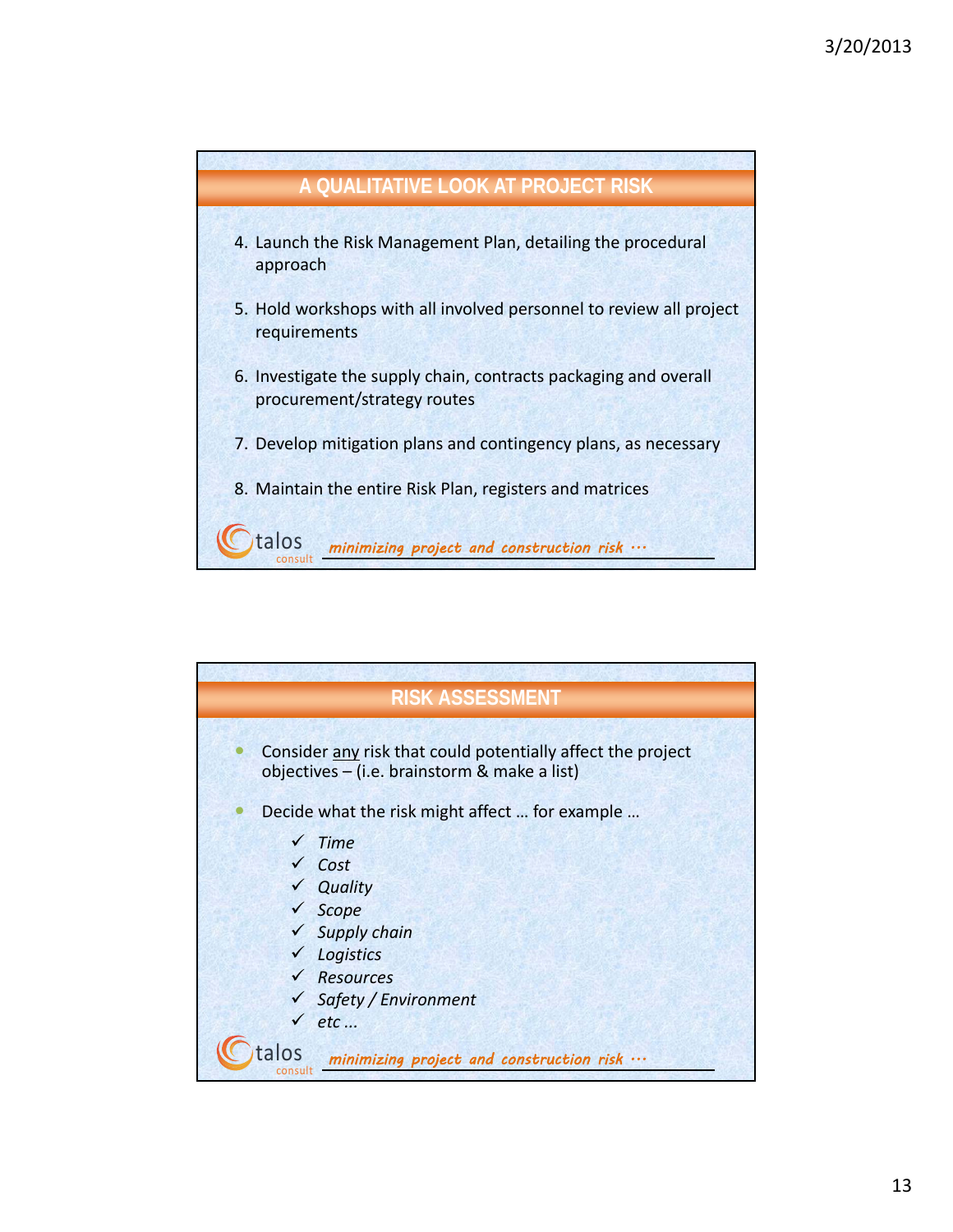## A QUALITATIVE LOOK AT PROJECT RISK

4. Launch the Risk Management Plan, detailing the procedural approach
5. Hold workshops with all involved personnel to review all project requirements
6. Investigate the supply chain, contracts packaging and overall procurement/strategy routes
7. Develop mitigation plans and contingency plans, as necessary
8. Maintain the entire Risk Plan, registers and matrices

talos consult *minimizing project and construction risk …*

## RISK ASSESSMENT

- Consider any risk that could potentially affect the project objectives – (i.e. brainstorm & make a list)
- Decide what the risk might affect … for example …
  - ✓ *Time*
  - ✓ *Cost*
  - ✓ *Quality*
  - ✓ *Scope*
  - ✓ *Supply chain*
  - ✓ *Logistics*
  - ✓ *Resources*
  - ✓ *Safety / Environment*
  - ✓ *etc ...*

talos consult *minimizing project and construction risk …*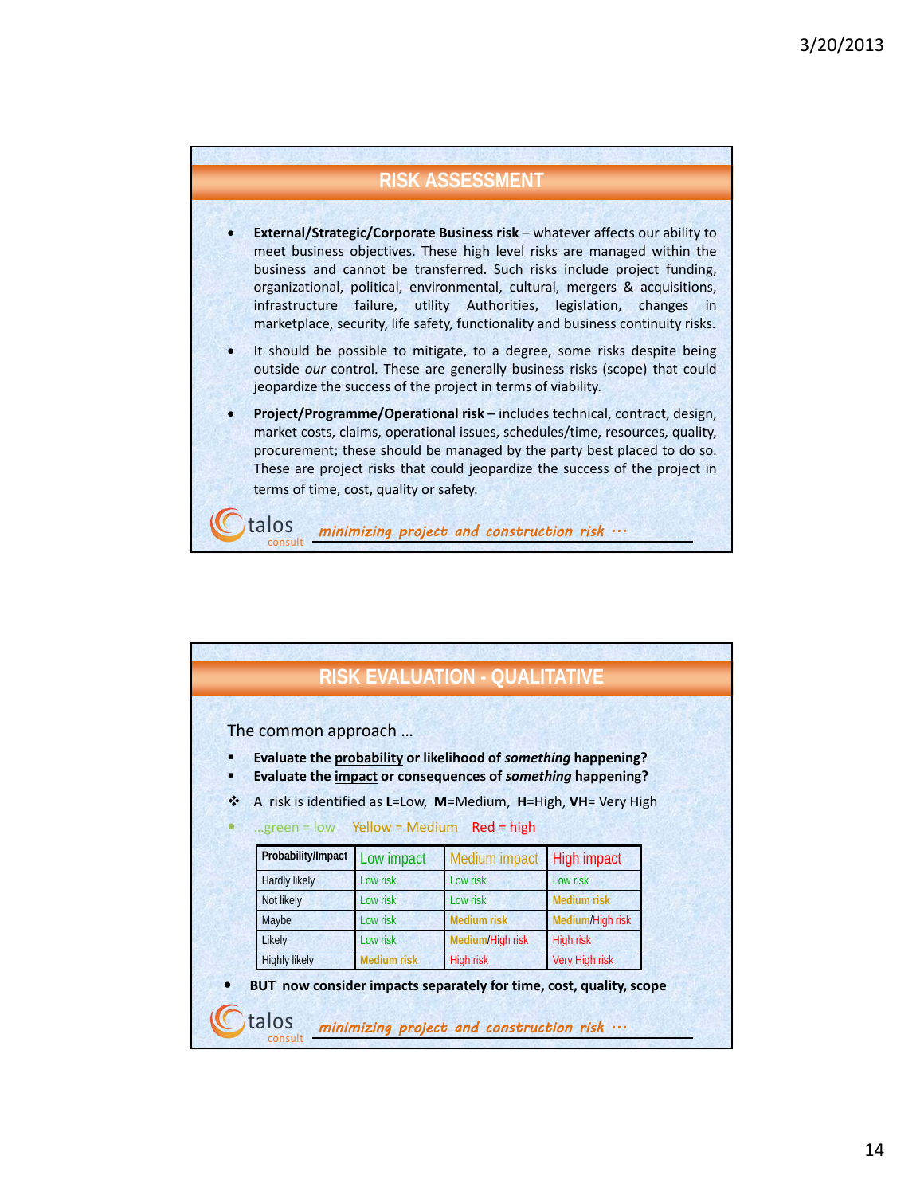## RISK ASSESSMENT

- **External/Strategic/Corporate Business risk** – whatever affects our ability to meet business objectives. These high level risks are managed within the business and cannot be transferred. Such risks include project funding, organizational, political, environmental, cultural, mergers & acquisitions, infrastructure failure, utility Authorities, legislation, changes in marketplace, security, life safety, functionality and business continuity risks.
- It should be possible to mitigate, to a degree, some risks despite being outside *our* control. These are generally business risks (scope) that could jeopardize the success of the project in terms of viability.
- **Project/Programme/Operational risk** – includes technical, contract, design, market costs, claims, operational issues, schedules/time, resources, quality, procurement; these should be managed by the party best placed to do so. These are project risks that could jeopardize the success of the project in terms of time, cost, quality or safety.

talos consult *minimizing project and construction risk …*

## RISK EVALUATION - QUALITATIVE

The common approach …

- **Evaluate the probability or likelihood of *something* happening?**
- **Evaluate the impact or consequences of *something* happening?**
- A risk is identified as **L**=Low, **M**=Medium, **H**=High, **VH**= Very High
- …green = low Yellow = Medium Red = high

| Probability/Impact | Low impact | Medium impact | High impact |
|---|---|---|---|
| Hardly likely | Low risk | Low risk | Low risk |
| Not likely | Low risk | Low risk | Medium risk |
| Maybe | Low risk | Medium risk | Medium/High risk |
| Likely | Low risk | Medium/High risk | High risk |
| Highly likely | Medium risk | High risk | Very High risk |

- **BUT now consider impacts separately for time, cost, quality, scope**

talos consult *minimizing project and construction risk …*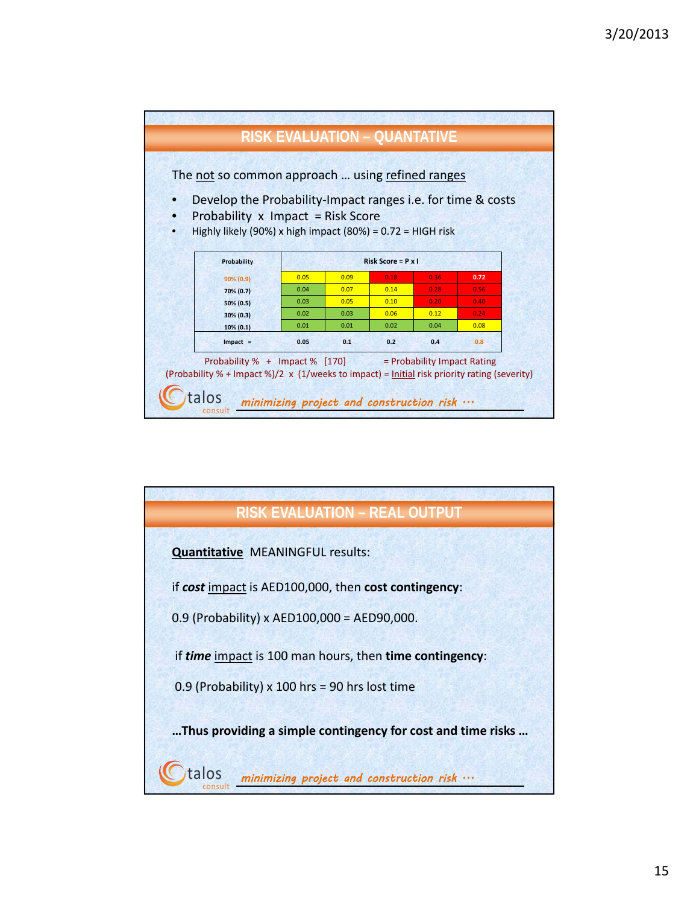## RISK EVALUATION – QUANTATIVE

The not so common approach … using refined ranges

- Develop the Probability-Impact ranges i.e. for time & costs
- Probability x Impact = Risk Score
- Highly likely (90%) x high impact (80%) = 0.72 = HIGH risk

| Probability | Risk Score = P x I | | | | |
|---|---|---|---|---|---|
| 90% (0.9) | 0.05 | 0.09 | 0.18 | 0.36 | 0.72 |
| 70% (0.7) | 0.04 | 0.07 | 0.14 | 0.28 | 0.56 |
| 50% (0.5) | 0.03 | 0.05 | 0.10 | 0.20 | 0.40 |
| 30% (0.3) | 0.02 | 0.03 | 0.06 | 0.12 | 0.24 |
| 10% (0.1) | 0.01 | 0.01 | 0.02 | 0.04 | 0.08 |
| Impact = | 0.05 | 0.1 | 0.2 | 0.4 | 0.8 |

Probability % + Impact % [170] = Probability Impact Rating

(Probability % + Impact %)/2 x (1/weeks to impact) = Initial risk priority rating (severity)

talos consult *minimizing project and construction risk …*

## RISK EVALUATION – REAL OUTPUT

**Quantitative** MEANINGFUL results:

if ***cost*** impact is AED100,000, then **cost contingency**:

0.9 (Probability) x AED100,000 = AED90,000.

if ***time*** impact is 100 man hours, then **time contingency**:

0.9 (Probability) x 100 hrs = 90 hrs lost time

**…Thus providing a simple contingency for cost and time risks …**

talos consult *minimizing project and construction risk …*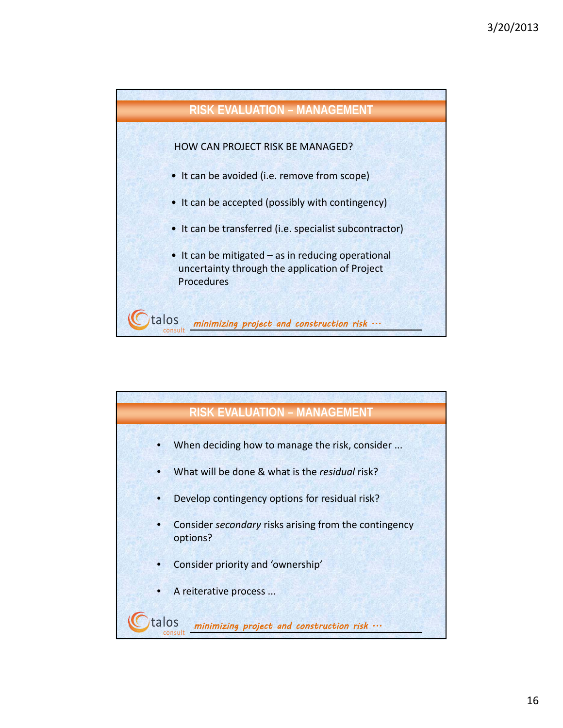## RISK EVALUATION – MANAGEMENT

HOW CAN PROJECT RISK BE MANAGED?

- It can be avoided (i.e. remove from scope)
- It can be accepted (possibly with contingency)
- It can be transferred (i.e. specialist subcontractor)
- It can be mitigated – as in reducing operational uncertainty through the application of Project Procedures

talos consult *minimizing project and construction risk …*

## RISK EVALUATION – MANAGEMENT

- When deciding how to manage the risk, consider ...
- What will be done & what is the *residual* risk?
- Develop contingency options for residual risk?
- Consider *secondary* risks arising from the contingency options?
- Consider priority and 'ownership'
- A reiterative process ...

talos consult *minimizing project and construction risk …*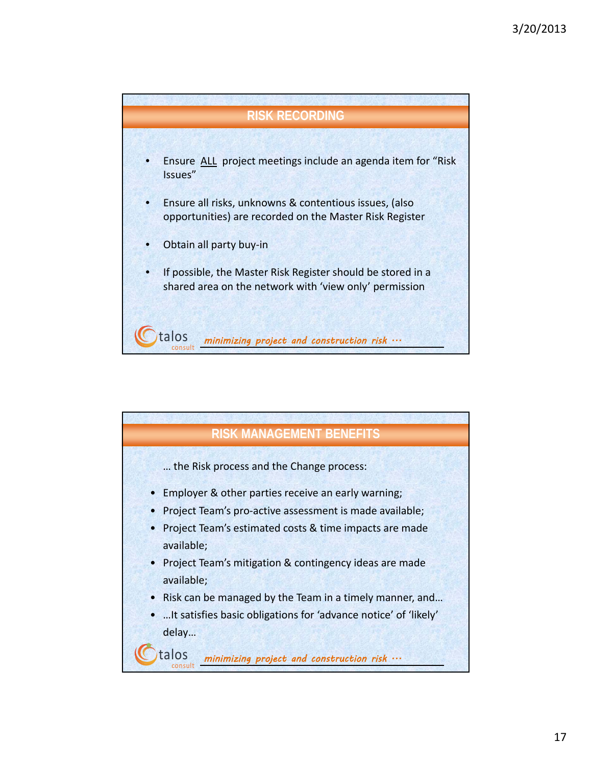## RISK RECORDING

- Ensure ALL project meetings include an agenda item for "Risk Issues"
- Ensure all risks, unknowns & contentious issues, (also opportunities) are recorded on the Master Risk Register
- Obtain all party buy-in
- If possible, the Master Risk Register should be stored in a shared area on the network with 'view only' permission

talos consult *minimizing project and construction risk …*

## RISK MANAGEMENT BENEFITS

… the Risk process and the Change process:

- Employer & other parties receive an early warning;
- Project Team's pro-active assessment is made available;
- Project Team's estimated costs & time impacts are made available;
- Project Team's mitigation & contingency ideas are made available;
- Risk can be managed by the Team in a timely manner, and…
- …It satisfies basic obligations for 'advance notice' of 'likely' delay…

talos consult *minimizing project and construction risk …*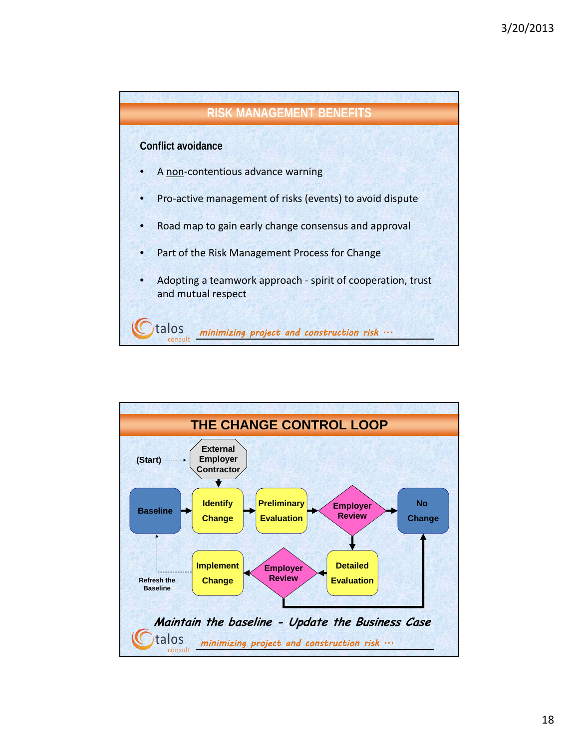## RISK MANAGEMENT BENEFITS

**Conflict avoidance**

- A non-contentious advance warning
- Pro-active management of risks (events) to avoid dispute
- Road map to gain early change consensus and approval
- Part of the Risk Management Process for Change
- Adopting a teamwork approach - spirit of cooperation, trust and mutual respect

talos consult *minimizing project and construction risk …*

## THE CHANGE CONTROL LOOP

(Start) → External Employer Contractor

Baseline → Identify Change → Preliminary Evaluation → Employer Review → No Change

Employer Review → Detailed Evaluation → Employer Review → Implement Change

Employer Review → No Change

Implement Change → Refresh the Baseline → Baseline

***Maintain the baseline - Update the Business Case***

talos consult *minimizing project and construction risk …*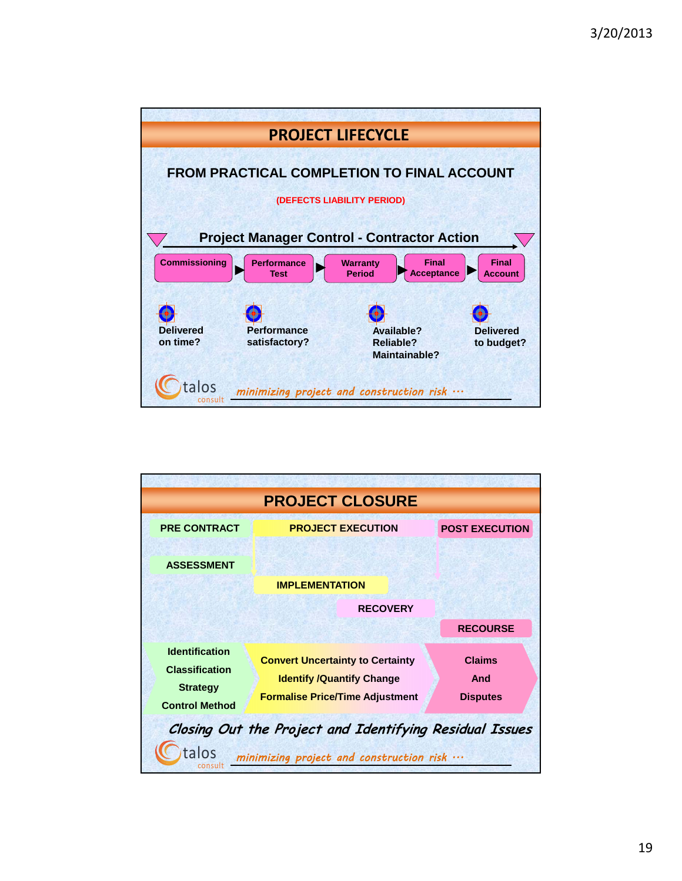## PROJECT LIFECYCLE

### FROM PRACTICAL COMPLETION TO FINAL ACCOUNT

(DEFECTS LIABILITY PERIOD)

**Project Manager Control - Contractor Action**

Commissioning → Performance Test → Warranty Period → Final Acceptance → Final Account

- Delivered on time?
- Performance satisfactory?
- Available? Reliable? Maintainable?
- Delivered to budget?

talos consult — *minimizing project and construction risk …*

## PROJECT CLOSURE

| PRE CONTRACT | PROJECT EXECUTION | POST EXECUTION |
|---|---|---|
| ASSESSMENT | IMPLEMENTATION | |
| | RECOVERY | |
| | | RECOURSE |
| Identification<br>Classification<br>Strategy<br>Control Method | Convert Uncertainty to Certainty<br>Identify /Quantify Change<br>Formalise Price/Time Adjustment | Claims<br>And<br>Disputes |

*Closing Out the Project and Identifying Residual Issues*

talos consult — *minimizing project and construction risk …*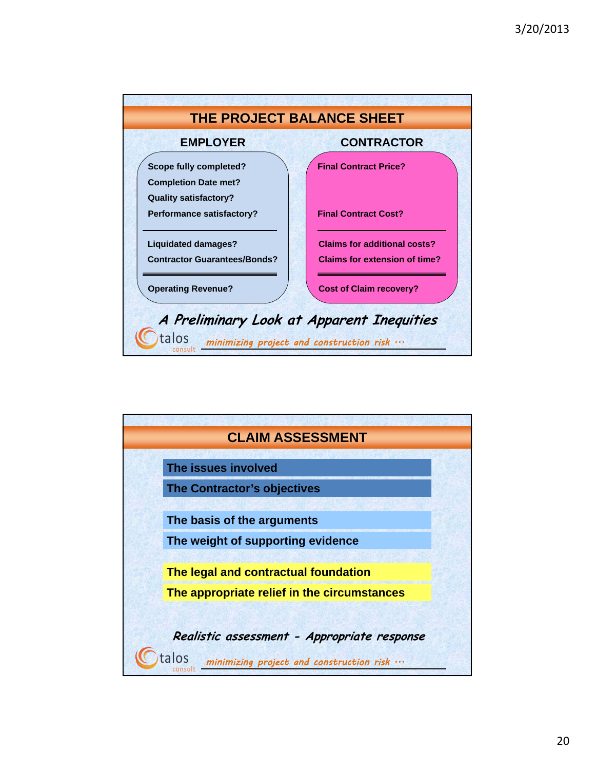## THE PROJECT BALANCE SHEET

| EMPLOYER | CONTRACTOR |
| --- | --- |
| Scope fully completed?<br>Completion Date met?<br>Quality satisfactory?<br>Performance satisfactory? | Final Contract Price?<br><br>Final Contract Cost? |
| Liquidated damages?<br>Contractor Guarantees/Bonds? | Claims for additional costs?<br>Claims for extension of time? |
| Operating Revenue? | Cost of Claim recovery? |

*A Preliminary Look at Apparent Inequities*

talos consult — *minimizing project and construction risk …*

## CLAIM ASSESSMENT

- **The issues involved**
- **The Contractor's objectives**
- **The basis of the arguments**
- **The weight of supporting evidence**
- **The legal and contractual foundation**
- **The appropriate relief in the circumstances**

*Realistic assessment - Appropriate response*

talos consult — *minimizing project and construction risk …*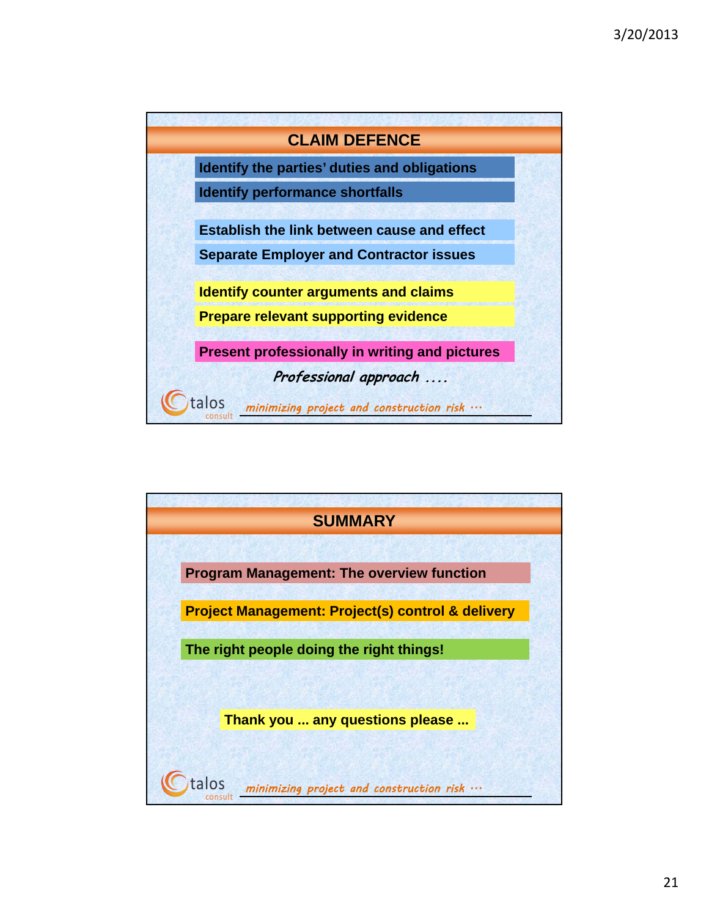## CLAIM DEFENCE

**Identify the parties' duties and obligations**

**Identify performance shortfalls**

**Establish the link between cause and effect**

**Separate Employer and Contractor issues**

**Identify counter arguments and claims**

**Prepare relevant supporting evidence**

**Present professionally in writing and pictures**

*Professional approach ....*

talos consult *minimizing project and construction risk ...*

## SUMMARY

**Program Management: The overview function**

**Project Management: Project(s) control & delivery**

**The right people doing the right things!**

**Thank you ... any questions please ...**

talos consult *minimizing project and construction risk ...*